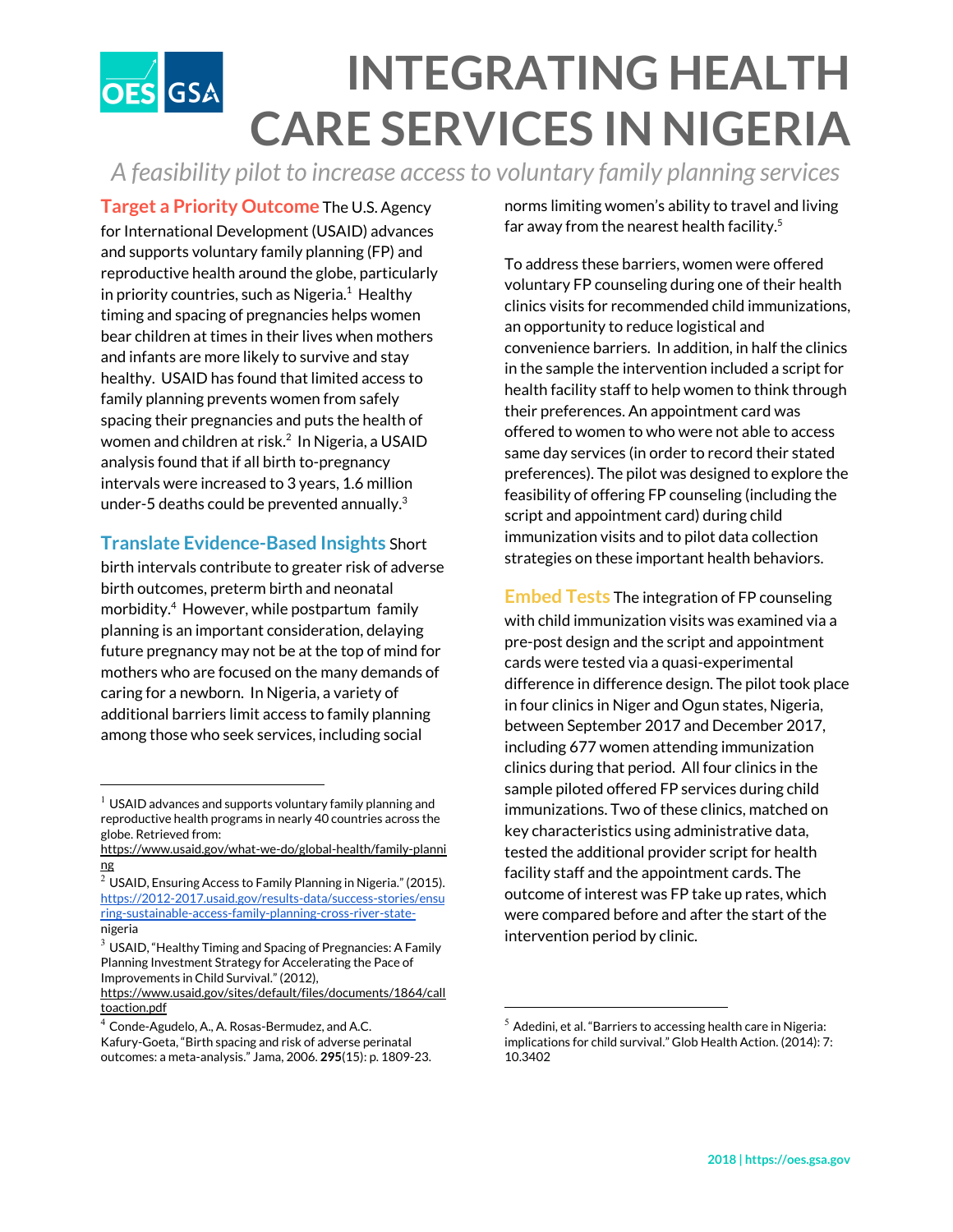# INTEGRATING HEALTH CARE SERVICES IN NIGERIA

*A feasibility pilot to increase access to voluntary family planning services*

**Target a Priority Outcome** The U.S. Agency for International Development (USAID) advances and supports voluntary family planning (FP) and reproductive health around the globe, particularly in priority countries, such as Nigeria.[1] Healthy timing and spacing of pregnancies helps women bear children at times in their lives when mothers and infants are more likely to survive and stay healthy. USAID has found that limited access to family planning prevents women from safely spacing their pregnancies and puts the health of women and children at risk.[2] In Nigeria, a USAID analysis found that if all birth to-pregnancy intervals were increased to 3 years, 1.6 million under-5 deaths could be prevented annually.[3]

**Translate Evidence-Based Insights** Short birth intervals contribute to greater risk of adverse birth outcomes, preterm birth and neonatal morbidity.[4] However, while postpartum family planning is an important consideration, delaying future pregnancy may not be at the top of mind for mothers who are focused on the many demands of caring for a newborn. In Nigeria, a variety of additional barriers limit access to family planning among those who seek services, including social norms limiting women's ability to travel and living far away from the nearest health facility.[5]

To address these barriers, women were offered voluntary FP counseling during one of their health clinics visits for recommended child immunizations, an opportunity to reduce logistical and convenience barriers. In addition, in half the clinics in the sample the intervention included a script for health facility staff to help women to think through their preferences. An appointment card was offered to women to who were not able to access same day services (in order to record their stated preferences). The pilot was designed to explore the feasibility of offering FP counseling (including the script and appointment card) during child immunization visits and to pilot data collection strategies on these important health behaviors.

**Embed Tests** The integration of FP counseling with child immunization visits was examined via a pre-post design and the script and appointment cards were tested via a quasi-experimental difference in difference design. The pilot took place in four clinics in Niger and Ogun states, Nigeria, between September 2017 and December 2017, including 677 women attending immunization clinics during that period. All four clinics in the sample piloted offered FP services during child immunizations. Two of these clinics, matched on key characteristics using administrative data, tested the additional provider script for health facility staff and the appointment cards. The outcome of interest was FP take up rates, which were compared before and after the start of the intervention period by clinic.

---

[1] USAID advances and supports voluntary family planning and reproductive health programs in nearly 40 countries across the globe. Retrieved from: https://www.usaid.gov/what-we-do/global-health/family-planning

[2] USAID, Ensuring Access to Family Planning in Nigeria." (2015). https://2012-2017.usaid.gov/results-data/success-stories/ensuring-sustainable-access-family-planning-cross-river-state-nigeria

[3] USAID, "Healthy Timing and Spacing of Pregnancies: A Family Planning Investment Strategy for Accelerating the Pace of Improvements in Child Survival." (2012), https://www.usaid.gov/sites/default/files/documents/1864/calltoaction.pdf

[4] Conde-Agudelo, A., A. Rosas-Bermudez, and A.C. Kafury-Goeta, "Birth spacing and risk of adverse perinatal outcomes: a meta-analysis." Jama, 2006. **295**(15): p. 1809-23.

[5] Adedini, et al. "Barriers to accessing health care in Nigeria: implications for child survival." Glob Health Action. (2014): 7: 10.3402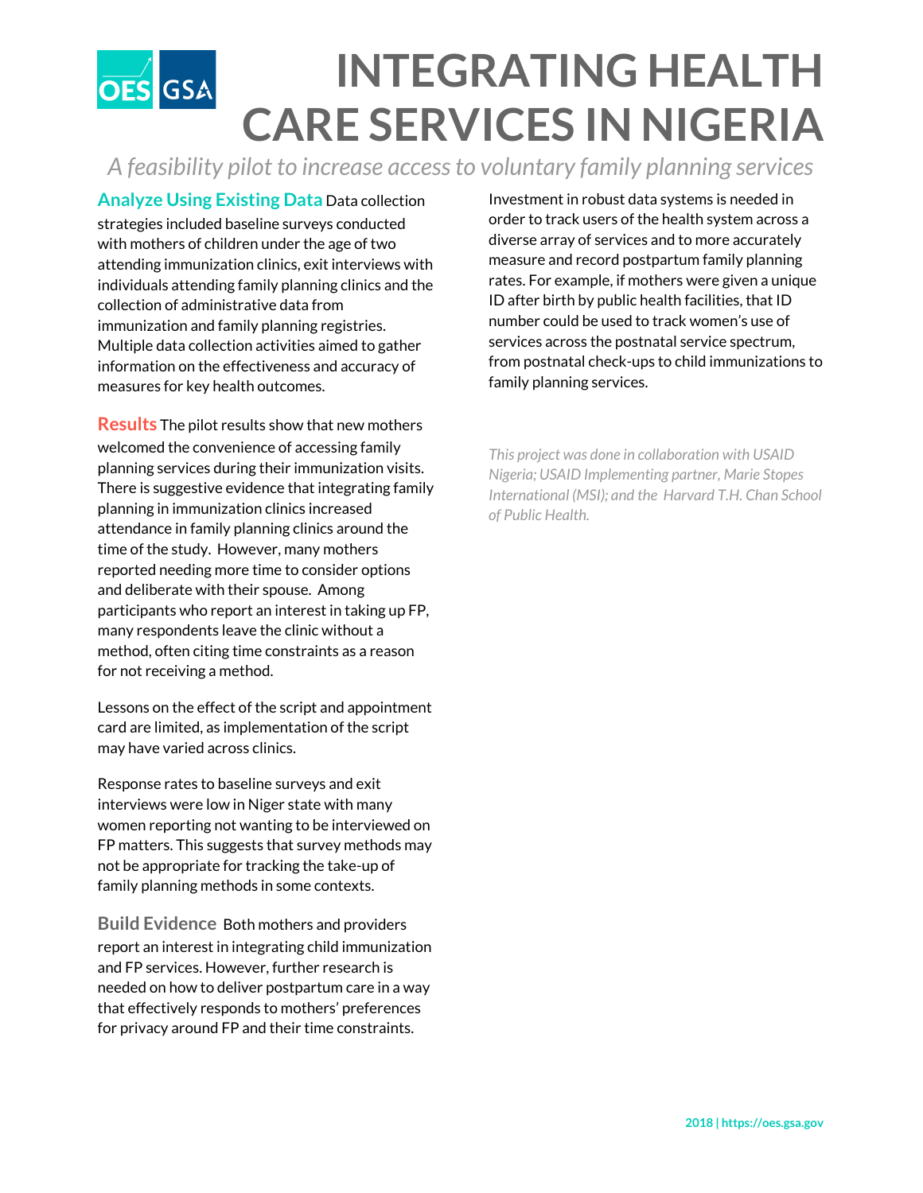# INTEGRATING HEALTH CARE SERVICES IN NIGERIA

*A feasibility pilot to increase access to voluntary family planning services*

**Analyze Using Existing Data** Data collection strategies included baseline surveys conducted with mothers of children under the age of two attending immunization clinics, exit interviews with individuals attending family planning clinics and the collection of administrative data from immunization and family planning registries. Multiple data collection activities aimed to gather information on the effectiveness and accuracy of measures for key health outcomes.

**Results** The pilot results show that new mothers welcomed the convenience of accessing family planning services during their immunization visits. There is suggestive evidence that integrating family planning in immunization clinics increased attendance in family planning clinics around the time of the study. However, many mothers reported needing more time to consider options and deliberate with their spouse. Among participants who report an interest in taking up FP, many respondents leave the clinic without a method, often citing time constraints as a reason for not receiving a method.

Lessons on the effect of the script and appointment card are limited, as implementation of the script may have varied across clinics.

Response rates to baseline surveys and exit interviews were low in Niger state with many women reporting not wanting to be interviewed on FP matters. This suggests that survey methods may not be appropriate for tracking the take-up of family planning methods in some contexts.

**Build Evidence** Both mothers and providers report an interest in integrating child immunization and FP services. However, further research is needed on how to deliver postpartum care in a way that effectively responds to mothers' preferences for privacy around FP and their time constraints.

Investment in robust data systems is needed in order to track users of the health system across a diverse array of services and to more accurately measure and record postpartum family planning rates. For example, if mothers were given a unique ID after birth by public health facilities, that ID number could be used to track women's use of services across the postnatal service spectrum, from postnatal check-ups to child immunizations to family planning services.

*This project was done in collaboration with USAID Nigeria; USAID Implementing partner, Marie Stopes International (MSI); and the Harvard T.H. Chan School of Public Health.*

2018 | https://oes.gsa.gov